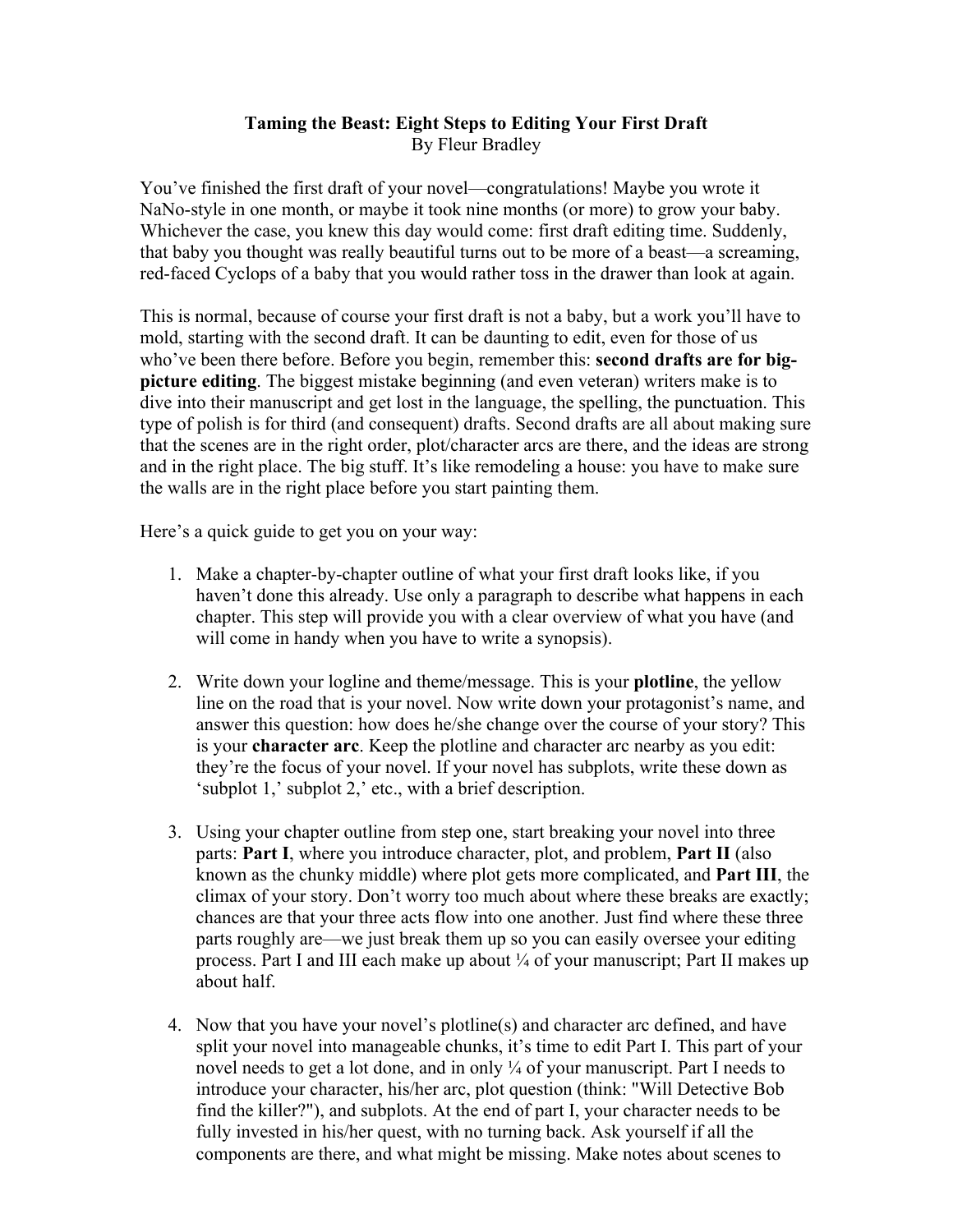# Taming the Beast: Eight Steps to Editing Your First Draft

By Fleur Bradley

You've finished the first draft of your novel—congratulations! Maybe you wrote it NaNo-style in one month, or maybe it took nine months (or more) to grow your baby. Whichever the case, you knew this day would come: first draft editing time. Suddenly, that baby you thought was really beautiful turns out to be more of a beast—a screaming, red-faced Cyclops of a baby that you would rather toss in the drawer than look at again.

This is normal, because of course your first draft is not a baby, but a work you'll have to mold, starting with the second draft. It can be daunting to edit, even for those of us who've been there before. Before you begin, remember this: **second drafts are for big-picture editing**. The biggest mistake beginning (and even veteran) writers make is to dive into their manuscript and get lost in the language, the spelling, the punctuation. This type of polish is for third (and consequent) drafts. Second drafts are all about making sure that the scenes are in the right order, plot/character arcs are there, and the ideas are strong and in the right place. The big stuff. It's like remodeling a house: you have to make sure the walls are in the right place before you start painting them.

Here's a quick guide to get you on your way:

1. Make a chapter-by-chapter outline of what your first draft looks like, if you haven't done this already. Use only a paragraph to describe what happens in each chapter. This step will provide you with a clear overview of what you have (and will come in handy when you have to write a synopsis).

2. Write down your logline and theme/message. This is your **plotline**, the yellow line on the road that is your novel. Now write down your protagonist's name, and answer this question: how does he/she change over the course of your story? This is your **character arc**. Keep the plotline and character arc nearby as you edit: they're the focus of your novel. If your novel has subplots, write these down as 'subplot 1,' subplot 2,' etc., with a brief description.

3. Using your chapter outline from step one, start breaking your novel into three parts: **Part I**, where you introduce character, plot, and problem, **Part II** (also known as the chunky middle) where plot gets more complicated, and **Part III**, the climax of your story. Don't worry too much about where these breaks are exactly; chances are that your three acts flow into one another. Just find where these three parts roughly are—we just break them up so you can easily oversee your editing process. Part I and III each make up about ¼ of your manuscript; Part II makes up about half.

4. Now that you have your novel's plotline(s) and character arc defined, and have split your novel into manageable chunks, it's time to edit Part I. This part of your novel needs to get a lot done, and in only ¼ of your manuscript. Part I needs to introduce your character, his/her arc, plot question (think: "Will Detective Bob find the killer?"), and subplots. At the end of part I, your character needs to be fully invested in his/her quest, with no turning back. Ask yourself if all the components are there, and what might be missing. Make notes about scenes to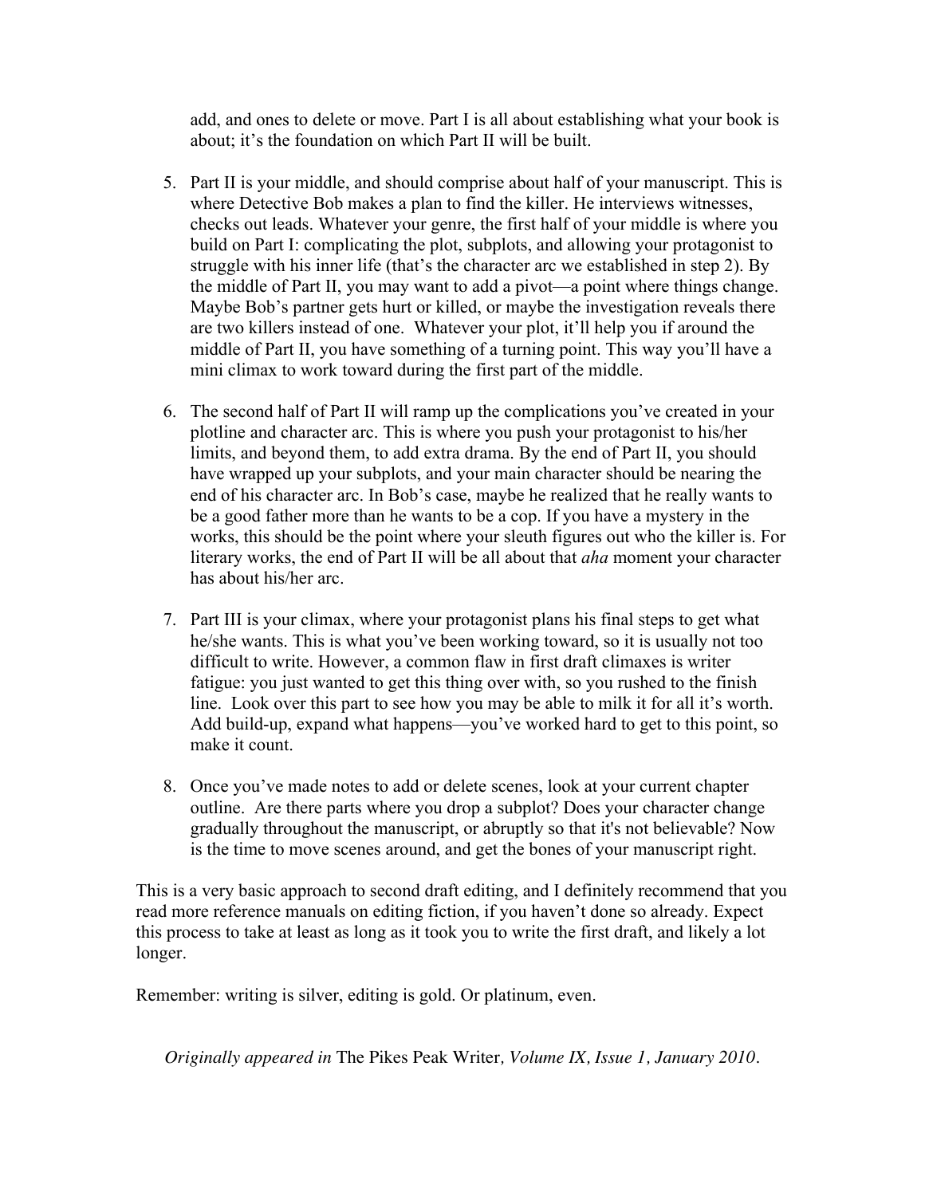add, and ones to delete or move. Part I is all about establishing what your book is about; it's the foundation on which Part II will be built.

5. Part II is your middle, and should comprise about half of your manuscript. This is where Detective Bob makes a plan to find the killer. He interviews witnesses, checks out leads. Whatever your genre, the first half of your middle is where you build on Part I: complicating the plot, subplots, and allowing your protagonist to struggle with his inner life (that's the character arc we established in step 2). By the middle of Part II, you may want to add a pivot—a point where things change. Maybe Bob's partner gets hurt or killed, or maybe the investigation reveals there are two killers instead of one. Whatever your plot, it'll help you if around the middle of Part II, you have something of a turning point. This way you'll have a mini climax to work toward during the first part of the middle.

6. The second half of Part II will ramp up the complications you've created in your plotline and character arc. This is where you push your protagonist to his/her limits, and beyond them, to add extra drama. By the end of Part II, you should have wrapped up your subplots, and your main character should be nearing the end of his character arc. In Bob's case, maybe he realized that he really wants to be a good father more than he wants to be a cop. If you have a mystery in the works, this should be the point where your sleuth figures out who the killer is. For literary works, the end of Part II will be all about that *aha* moment your character has about his/her arc.

7. Part III is your climax, where your protagonist plans his final steps to get what he/she wants. This is what you've been working toward, so it is usually not too difficult to write. However, a common flaw in first draft climaxes is writer fatigue: you just wanted to get this thing over with, so you rushed to the finish line. Look over this part to see how you may be able to milk it for all it's worth. Add build-up, expand what happens—you've worked hard to get to this point, so make it count.

8. Once you've made notes to add or delete scenes, look at your current chapter outline. Are there parts where you drop a subplot? Does your character change gradually throughout the manuscript, or abruptly so that it's not believable? Now is the time to move scenes around, and get the bones of your manuscript right.

This is a very basic approach to second draft editing, and I definitely recommend that you read more reference manuals on editing fiction, if you haven't done so already. Expect this process to take at least as long as it took you to write the first draft, and likely a lot longer.

Remember: writing is silver, editing is gold. Or platinum, even.

*Originally appeared in* The Pikes Peak Writer*, Volume IX, Issue 1, January 2010.*